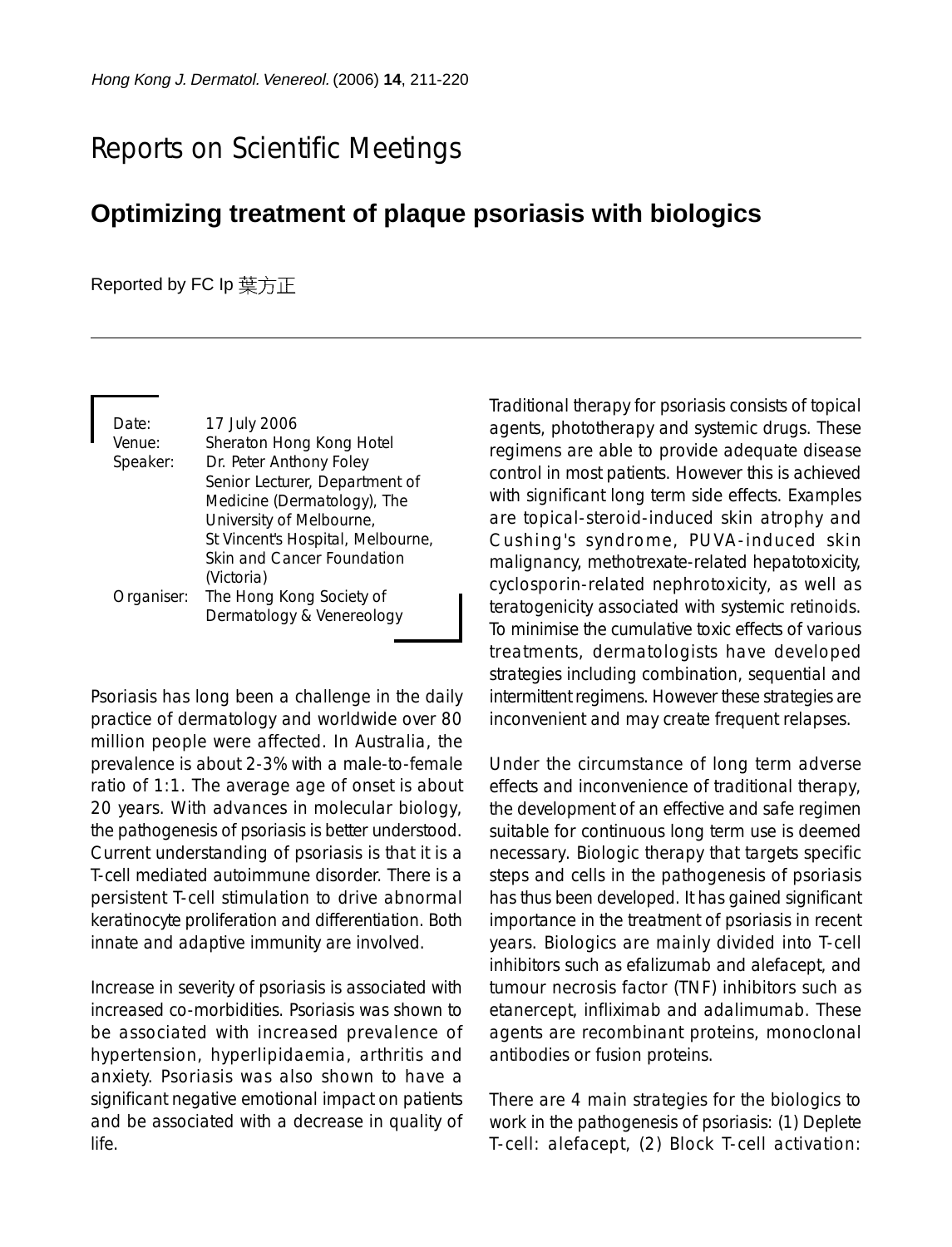# Reports on Scientific Meetings

## Optimizing treatment of plaque psoriasis with biologics

Reported by FC Ip 葉方正

Date: 17 July 2006
Venue: Sheraton Hong Kong Hotel
Speaker: Dr. Peter Anthony Foley
Senior Lecturer, Department of Medicine (Dermatology), The University of Melbourne, St Vincent's Hospital, Melbourne, Skin and Cancer Foundation (Victoria)
Organiser: The Hong Kong Society of Dermatology & Venereology

Psoriasis has long been a challenge in the daily practice of dermatology and worldwide over 80 million people were affected. In Australia, the prevalence is about 2-3% with a male-to-female ratio of 1:1. The average age of onset is about 20 years. With advances in molecular biology, the pathogenesis of psoriasis is better understood. Current understanding of psoriasis is that it is a T-cell mediated autoimmune disorder. There is a persistent T-cell stimulation to drive abnormal keratinocyte proliferation and differentiation. Both innate and adaptive immunity are involved.

Increase in severity of psoriasis is associated with increased co-morbidities. Psoriasis was shown to be associated with increased prevalence of hypertension, hyperlipidaemia, arthritis and anxiety. Psoriasis was also shown to have a significant negative emotional impact on patients and be associated with a decrease in quality of life.

Traditional therapy for psoriasis consists of topical agents, phototherapy and systemic drugs. These regimens are able to provide adequate disease control in most patients. However this is achieved with significant long term side effects. Examples are topical-steroid-induced skin atrophy and Cushing's syndrome, PUVA-induced skin malignancy, methotrexate-related hepatotoxicity, cyclosporin-related nephrotoxicity, as well as teratogenicity associated with systemic retinoids. To minimise the cumulative toxic effects of various treatments, dermatologists have developed strategies including combination, sequential and intermittent regimens. However these strategies are inconvenient and may create frequent relapses.

Under the circumstance of long term adverse effects and inconvenience of traditional therapy, the development of an effective and safe regimen suitable for continuous long term use is deemed necessary. Biologic therapy that targets specific steps and cells in the pathogenesis of psoriasis has thus been developed. It has gained significant importance in the treatment of psoriasis in recent years. Biologics are mainly divided into T-cell inhibitors such as efalizumab and alefacept, and tumour necrosis factor (TNF) inhibitors such as etanercept, infliximab and adalimumab. These agents are recombinant proteins, monoclonal antibodies or fusion proteins.

There are 4 main strategies for the biologics to work in the pathogenesis of psoriasis: (1) Deplete T-cell: alefacept, (2) Block T-cell activation: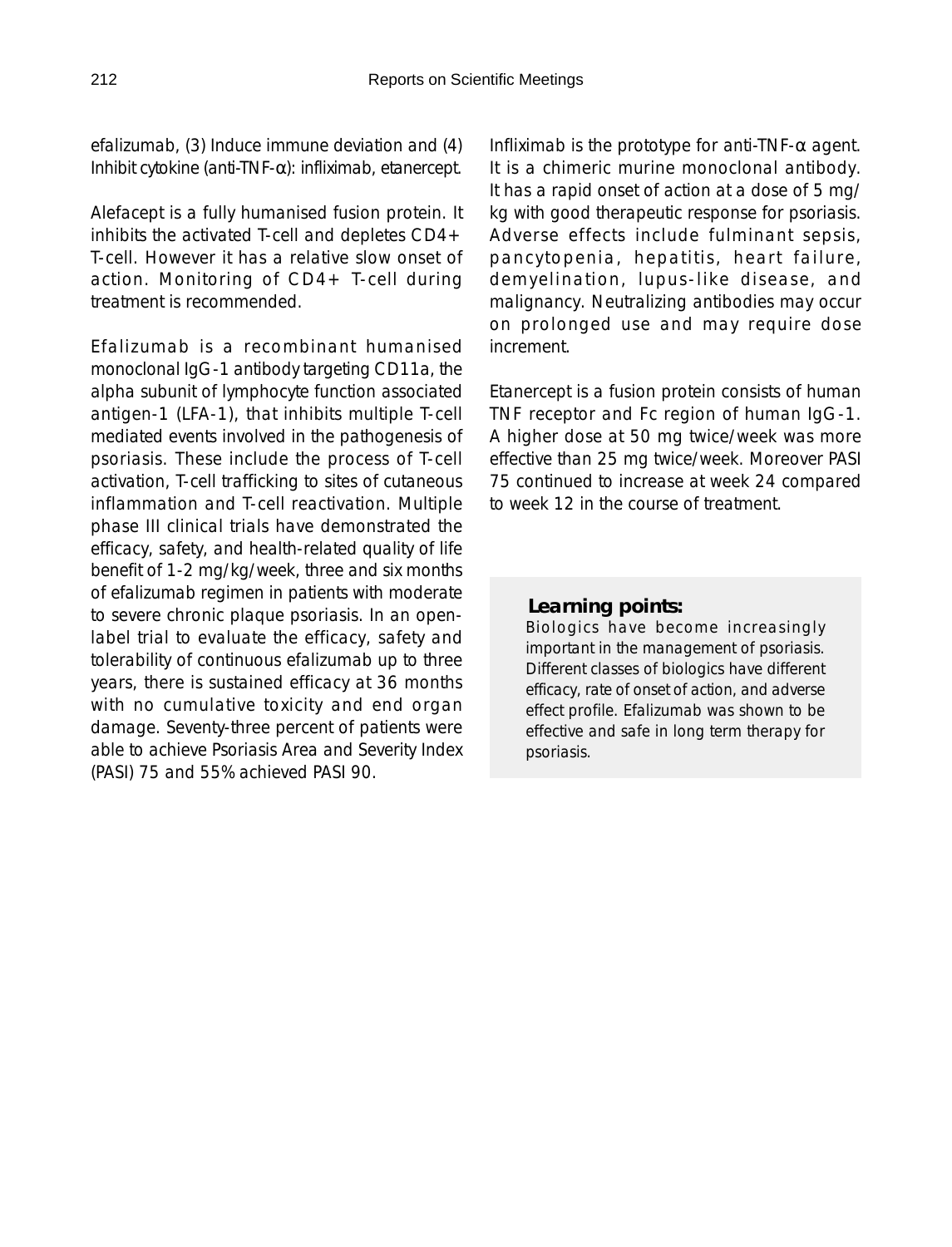efalizumab, (3) Induce immune deviation and (4) Inhibit cytokine (anti-TNF-α): infliximab, etanercept.

Alefacept is a fully humanised fusion protein. It inhibits the activated T-cell and depletes CD4+ T-cell. However it has a relative slow onset of action. Monitoring of CD4+ T-cell during treatment is recommended.

Efalizumab is a recombinant humanised monoclonal IgG-1 antibody targeting CD11a, the alpha subunit of lymphocyte function associated antigen-1 (LFA-1), that inhibits multiple T-cell mediated events involved in the pathogenesis of psoriasis. These include the process of T-cell activation, T-cell trafficking to sites of cutaneous inflammation and T-cell reactivation. Multiple phase III clinical trials have demonstrated the efficacy, safety, and health-related quality of life benefit of 1-2 mg/kg/week, three and six months of efalizumab regimen in patients with moderate to severe chronic plaque psoriasis. In an open-label trial to evaluate the efficacy, safety and tolerability of continuous efalizumab up to three years, there is sustained efficacy at 36 months with no cumulative toxicity and end organ damage. Seventy-three percent of patients were able to achieve Psoriasis Area and Severity Index (PASI) 75 and 55% achieved PASI 90.

Infliximab is the prototype for anti-TNF-α agent. It is a chimeric murine monoclonal antibody. It has a rapid onset of action at a dose of 5 mg/kg with good therapeutic response for psoriasis. Adverse effects include fulminant sepsis, pancytopenia, hepatitis, heart failure, demyelination, lupus-like disease, and malignancy. Neutralizing antibodies may occur on prolonged use and may require dose increment.

Etanercept is a fusion protein consists of human TNF receptor and Fc region of human IgG-1. A higher dose at 50 mg twice/week was more effective than 25 mg twice/week. Moreover PASI 75 continued to increase at week 24 compared to week 12 in the course of treatment.

**Learning points:**

Biologics have become increasingly important in the management of psoriasis. Different classes of biologics have different efficacy, rate of onset of action, and adverse effect profile. Efalizumab was shown to be effective and safe in long term therapy for psoriasis.